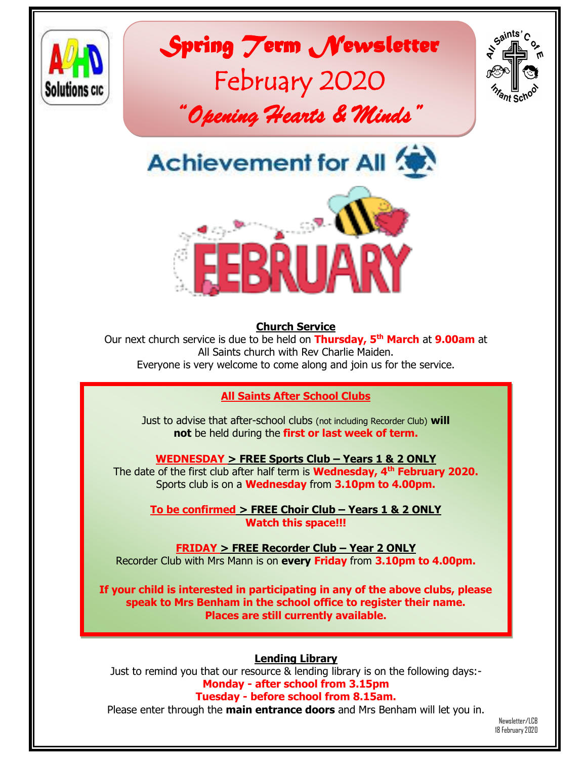# *Spring Term Newsletter*

## February 2020

### *"Opening Hearts & Minds"*

Achievement for All

FEBRUARY

**Church Service**

Our next church service is due to be held on **Thursday, 5th March** at **9.00am** at All Saints church with Rev Charlie Maiden.

Everyone is very welcome to come along and join us for the service.

**All Saints After School Clubs**

Just to advise that after-school clubs (not including Recorder Club) **will not** be held during the **first or last week of term.**

**WEDNESDAY > FREE Sports Club – Years 1 & 2 ONLY**

The date of the first club after half term is **Wednesday, 4th February 2020.**
Sports club is on a **Wednesday** from **3.10pm to 4.00pm.**

**To be confirmed > FREE Choir Club – Years 1 & 2 ONLY**

**Watch this space!!!**

**FRIDAY > FREE Recorder Club – Year 2 ONLY**

Recorder Club with Mrs Mann is on **every Friday** from **3.10pm to 4.00pm.**

**If your child is interested in participating in any of the above clubs, please speak to Mrs Benham in the school office to register their name. Places are still currently available.**

**Lending Library**

Just to remind you that our resource & lending library is on the following days:-

**Monday - after school from 3.15pm**

**Tuesday - before school from 8.15am.**

Please enter through the **main entrance doors** and Mrs Benham will let you in.

Newsletter/LCB
18 February 2020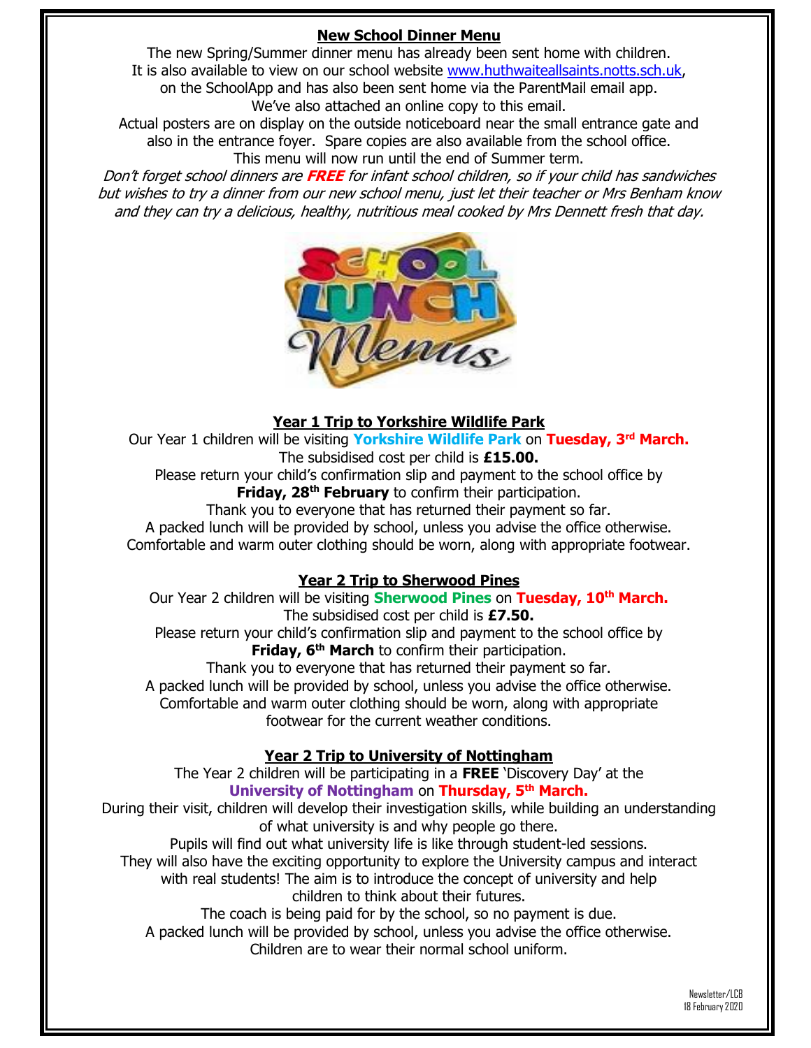## New School Dinner Menu

The new Spring/Summer dinner menu has already been sent home with children.
It is also available to view on our school website www.huthwaiteallsaints.notts.sch.uk, on the SchoolApp and has also been sent home via the ParentMail email app.
We've also attached an online copy to this email.
Actual posters are on display on the outside noticeboard near the small entrance gate and also in the entrance foyer. Spare copies are also available from the school office.
This menu will now run until the end of Summer term.

*Don't forget school dinners are **FREE** for infant school children, so if your child has sandwiches but wishes to try a dinner from our new school menu, just let their teacher or Mrs Benham know and they can try a delicious, healthy, nutritious meal cooked by Mrs Dennett fresh that day.*

## Year 1 Trip to Yorkshire Wildlife Park

Our Year 1 children will be visiting **Yorkshire Wildlife Park** on **Tuesday, 3rd March.**
The subsidised cost per child is **£15.00.**
Please return your child's confirmation slip and payment to the school office by **Friday, 28th February** to confirm their participation.
Thank you to everyone that has returned their payment so far.
A packed lunch will be provided by school, unless you advise the office otherwise.
Comfortable and warm outer clothing should be worn, along with appropriate footwear.

## Year 2 Trip to Sherwood Pines

Our Year 2 children will be visiting **Sherwood Pines** on **Tuesday, 10th March.**
The subsidised cost per child is **£7.50.**
Please return your child's confirmation slip and payment to the school office by **Friday, 6th March** to confirm their participation.
Thank you to everyone that has returned their payment so far.
A packed lunch will be provided by school, unless you advise the office otherwise.
Comfortable and warm outer clothing should be worn, along with appropriate footwear for the current weather conditions.

## Year 2 Trip to University of Nottingham

The Year 2 children will be participating in a **FREE** 'Discovery Day' at the **University of Nottingham** on **Thursday, 5th March.**
During their visit, children will develop their investigation skills, while building an understanding of what university is and why people go there.
Pupils will find out what university life is like through student-led sessions.
They will also have the exciting opportunity to explore the University campus and interact with real students! The aim is to introduce the concept of university and help children to think about their futures.
The coach is being paid for by the school, so no payment is due.
A packed lunch will be provided by school, unless you advise the office otherwise.
Children are to wear their normal school uniform.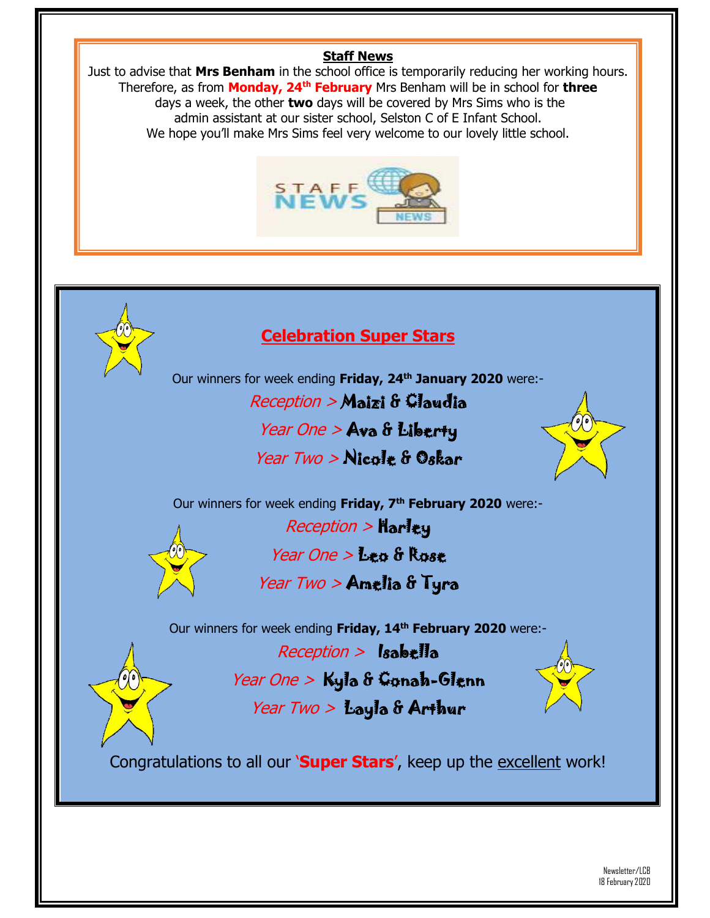## Staff News

Just to advise that **Mrs Benham** in the school office is temporarily reducing her working hours. Therefore, as from **Monday, 24th February** Mrs Benham will be in school for **three** days a week, the other **two** days will be covered by Mrs Sims who is the admin assistant at our sister school, Selston C of E Infant School. We hope you'll make Mrs Sims feel very welcome to our lovely little school.

## Celebration Super Stars

Our winners for week ending **Friday, 24th January 2020** were:-

*Reception >* Maizi & Claudia

*Year One >* Ava & Liberty

*Year Two >* Nicole & Oskar

Our winners for week ending **Friday, 7th February 2020** were:-

*Reception >* Harley

*Year One >* Leo & Rose

*Year Two >* Amelia & Tyra

Our winners for week ending **Friday, 14th February 2020** were:-

*Reception >* Isabella

*Year One >* Kyla & Conah-Glenn

*Year Two >* Layla & Arthur

Congratulations to all our '**Super Stars**', keep up the excellent work!

Newsletter/LCB
18 February 2020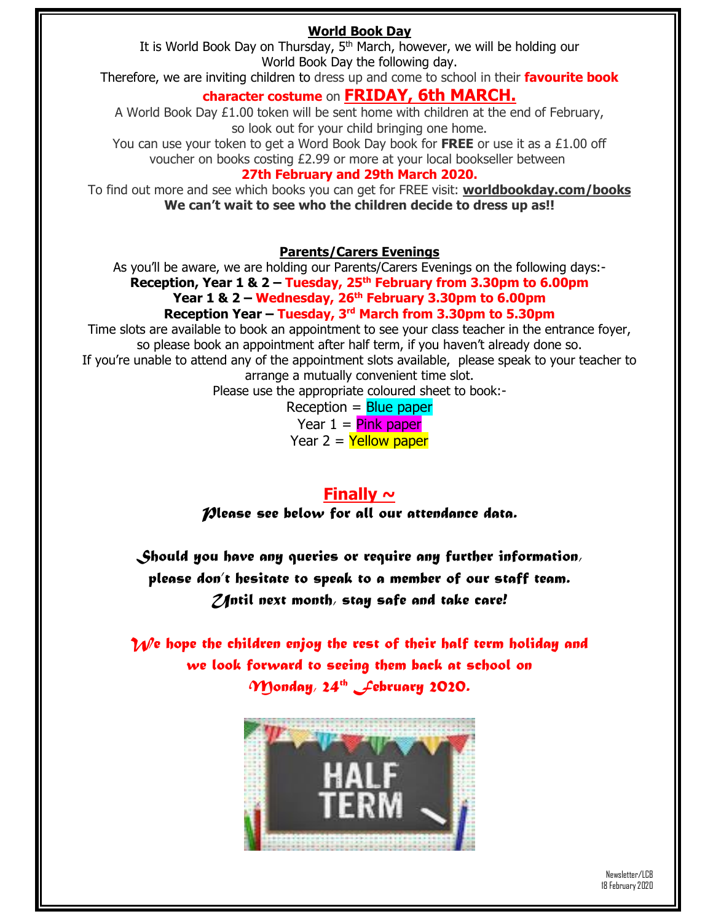## World Book Day

It is World Book Day on Thursday, 5th March, however, we will be holding our World Book Day the following day.

Therefore, we are inviting children to dress up and come to school in their **favourite book character costume** on **FRIDAY, 6th MARCH.**

A World Book Day £1.00 token will be sent home with children at the end of February, so look out for your child bringing one home.

You can use your token to get a Word Book Day book for **FREE** or use it as a £1.00 off voucher on books costing £2.99 or more at your local bookseller between

**27th February and 29th March 2020.**

To find out more and see which books you can get for FREE visit: **worldbookday.com/books**

**We can't wait to see who the children decide to dress up as!!**

## Parents/Carers Evenings

As you'll be aware, we are holding our Parents/Carers Evenings on the following days:-

**Reception, Year 1 & 2 – Tuesday, 25th February from 3.30pm to 6.00pm**

**Year 1 & 2 – Wednesday, 26th February 3.30pm to 6.00pm**

**Reception Year – Tuesday, 3rd March from 3.30pm to 5.30pm**

Time slots are available to book an appointment to see your class teacher in the entrance foyer, so please book an appointment after half term, if you haven't already done so.

If you're unable to attend any of the appointment slots available, please speak to your teacher to arrange a mutually convenient time slot.

Please use the appropriate coloured sheet to book:-

Reception = Blue paper

Year 1 = Pink paper

Year 2 = Yellow paper

## Finally ~

*Please see below for all our attendance data.*

*Should you have any queries or require any further information, please don't hesitate to speak to a member of our staff team.*

*Until next month, stay safe and take care!*

*We hope the children enjoy the rest of their half term holiday and we look forward to seeing them back at school on Monday, 24th February 2020.*

Newsletter/LCB
18 February 2020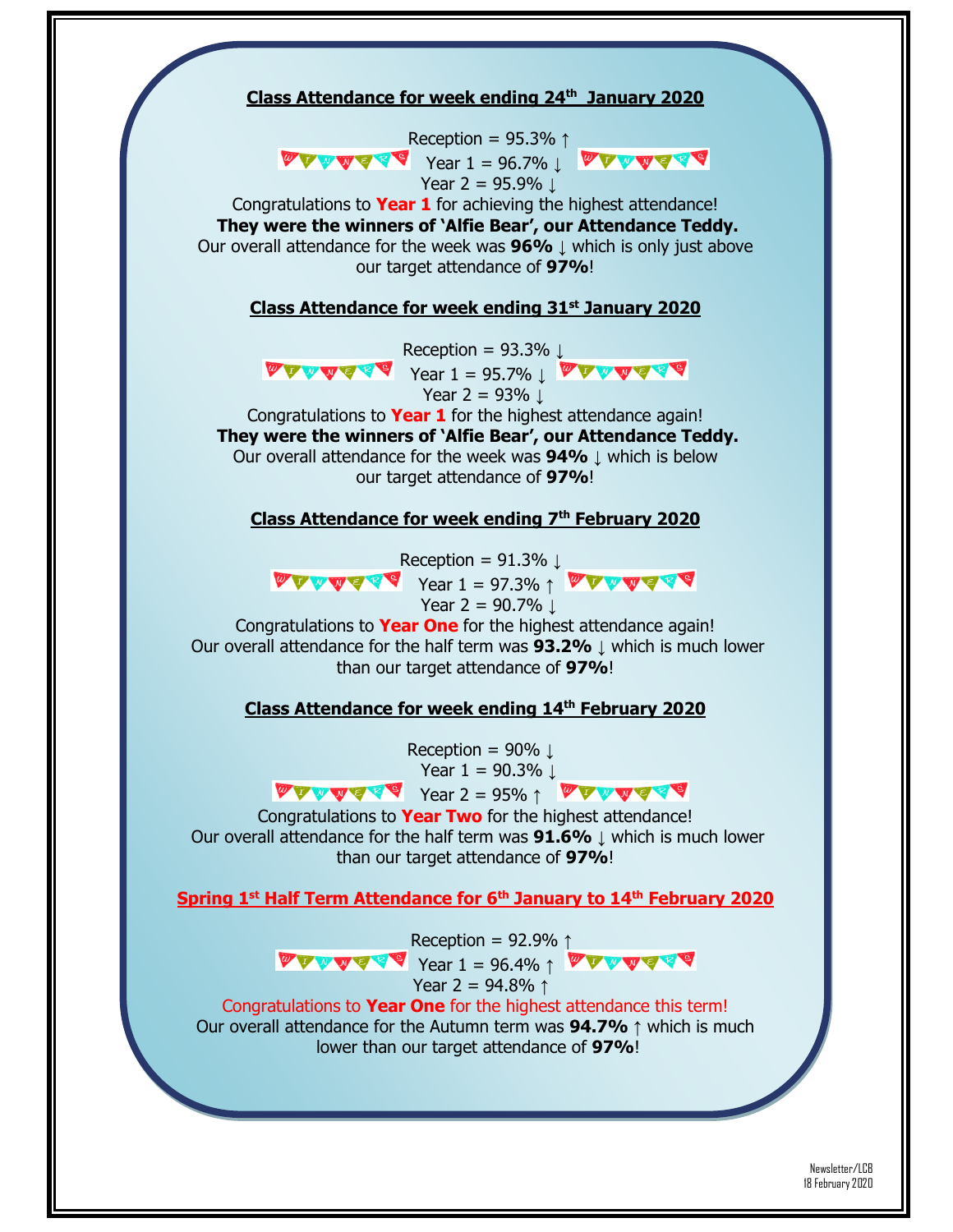## Class Attendance for week ending 24th January 2020

Reception = 95.3% ↑

Year 1 = 96.7% ↓

Year 2 = 95.9% ↓

Congratulations to **Year 1** for achieving the highest attendance!

**They were the winners of 'Alfie Bear', our Attendance Teddy.**

Our overall attendance for the week was **96%** ↓ which is only just above our target attendance of **97%**!

## Class Attendance for week ending 31st January 2020

Reception = 93.3% ↓

Year 1 = 95.7% ↓

Year 2 = 93% ↓

Congratulations to **Year 1** for the highest attendance again!

**They were the winners of 'Alfie Bear', our Attendance Teddy.**

Our overall attendance for the week was **94%** ↓ which is below our target attendance of **97%**!

## Class Attendance for week ending 7th February 2020

Reception = 91.3% ↓

Year 1 = 97.3% ↑

Year 2 = 90.7% ↓

Congratulations to **Year One** for the highest attendance again!

Our overall attendance for the half term was **93.2%** ↓ which is much lower than our target attendance of **97%**!

## Class Attendance for week ending 14th February 2020

Reception = 90% ↓

Year 1 = 90.3% ↓

Year 2 = 95% ↑

Congratulations to **Year Two** for the highest attendance!

Our overall attendance for the half term was **91.6%** ↓ which is much lower than our target attendance of **97%**!

## Spring 1st Half Term Attendance for 6th January to 14th February 2020

Reception = 92.9% ↑

Year 1 = 96.4% ↑

Year 2 = 94.8% ↑

Congratulations to **Year One** for the highest attendance this term!

Our overall attendance for the Autumn term was **94.7%** ↑ which is much lower than our target attendance of **97%**!